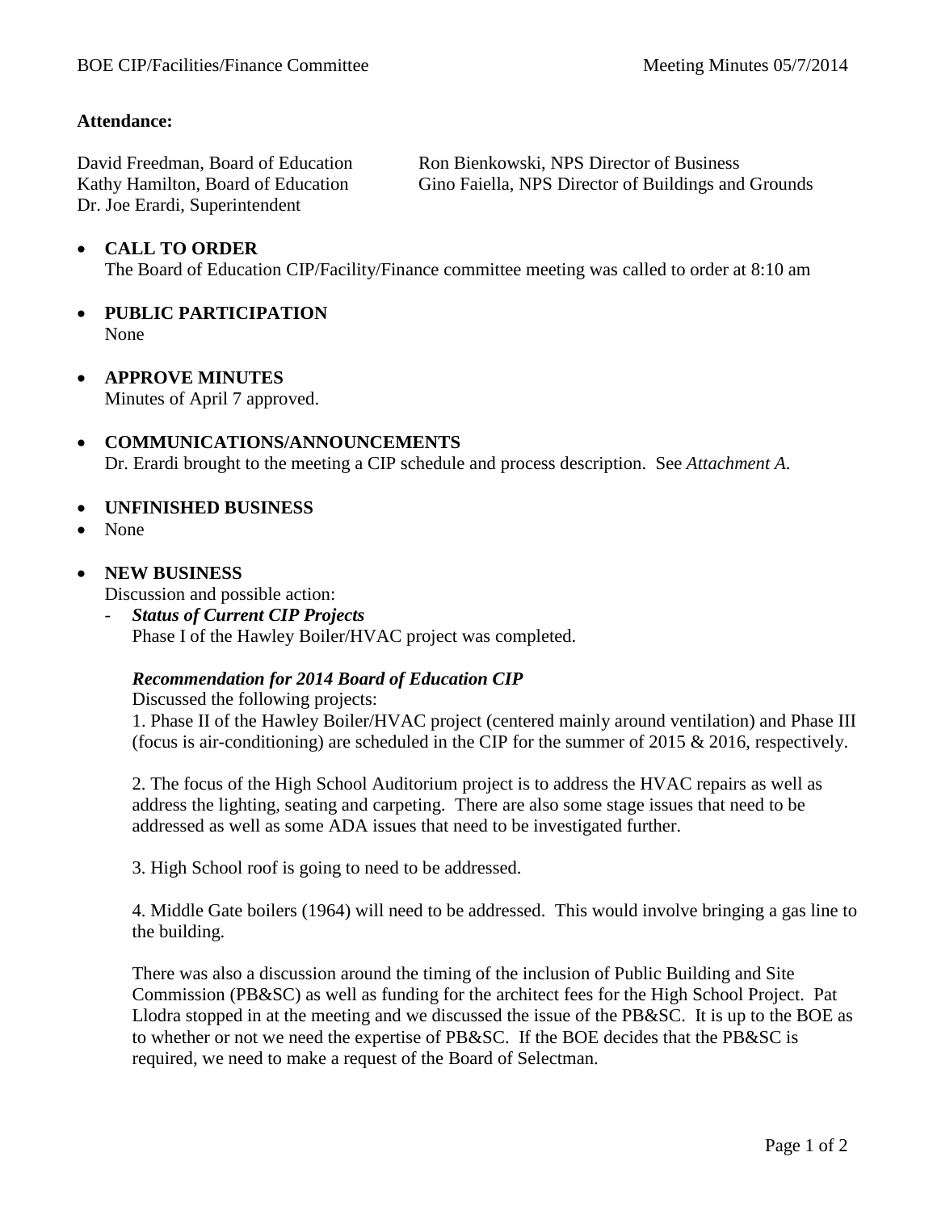BOE CIP/Facilities/Finance Committee Meeting Minutes 05/7/2014

**Attendance:**

David Freedman, Board of Education
Kathy Hamilton, Board of Education
Dr. Joe Erardi, Superintendent
Ron Bienkowski, NPS Director of Business
Gino Faiella, NPS Director of Buildings and Grounds

- **CALL TO ORDER**
  The Board of Education CIP/Facility/Finance committee meeting was called to order at 8:10 am

- **PUBLIC PARTICIPATION**
  None

- **APPROVE MINUTES**
  Minutes of April 7 approved.

- **COMMUNICATIONS/ANNOUNCEMENTS**
  Dr. Erardi brought to the meeting a CIP schedule and process description. See *Attachment A.*

- **UNFINISHED BUSINESS**
- None

- **NEW BUSINESS**
  Discussion and possible action:
  - ***Status of Current CIP Projects***
    Phase I of the Hawley Boiler/HVAC project was completed.

    ***Recommendation for 2014 Board of Education CIP***
    Discussed the following projects:
    1. Phase II of the Hawley Boiler/HVAC project (centered mainly around ventilation) and Phase III (focus is air-conditioning) are scheduled in the CIP for the summer of 2015 & 2016, respectively.

    2. The focus of the High School Auditorium project is to address the HVAC repairs as well as address the lighting, seating and carpeting. There are also some stage issues that need to be addressed as well as some ADA issues that need to be investigated further.

    3. High School roof is going to need to be addressed.

    4. Middle Gate boilers (1964) will need to be addressed. This would involve bringing a gas line to the building.

    There was also a discussion around the timing of the inclusion of Public Building and Site Commission (PB&SC) as well as funding for the architect fees for the High School Project. Pat Llodra stopped in at the meeting and we discussed the issue of the PB&SC. It is up to the BOE as to whether or not we need the expertise of PB&SC. If the BOE decides that the PB&SC is required, we need to make a request of the Board of Selectman.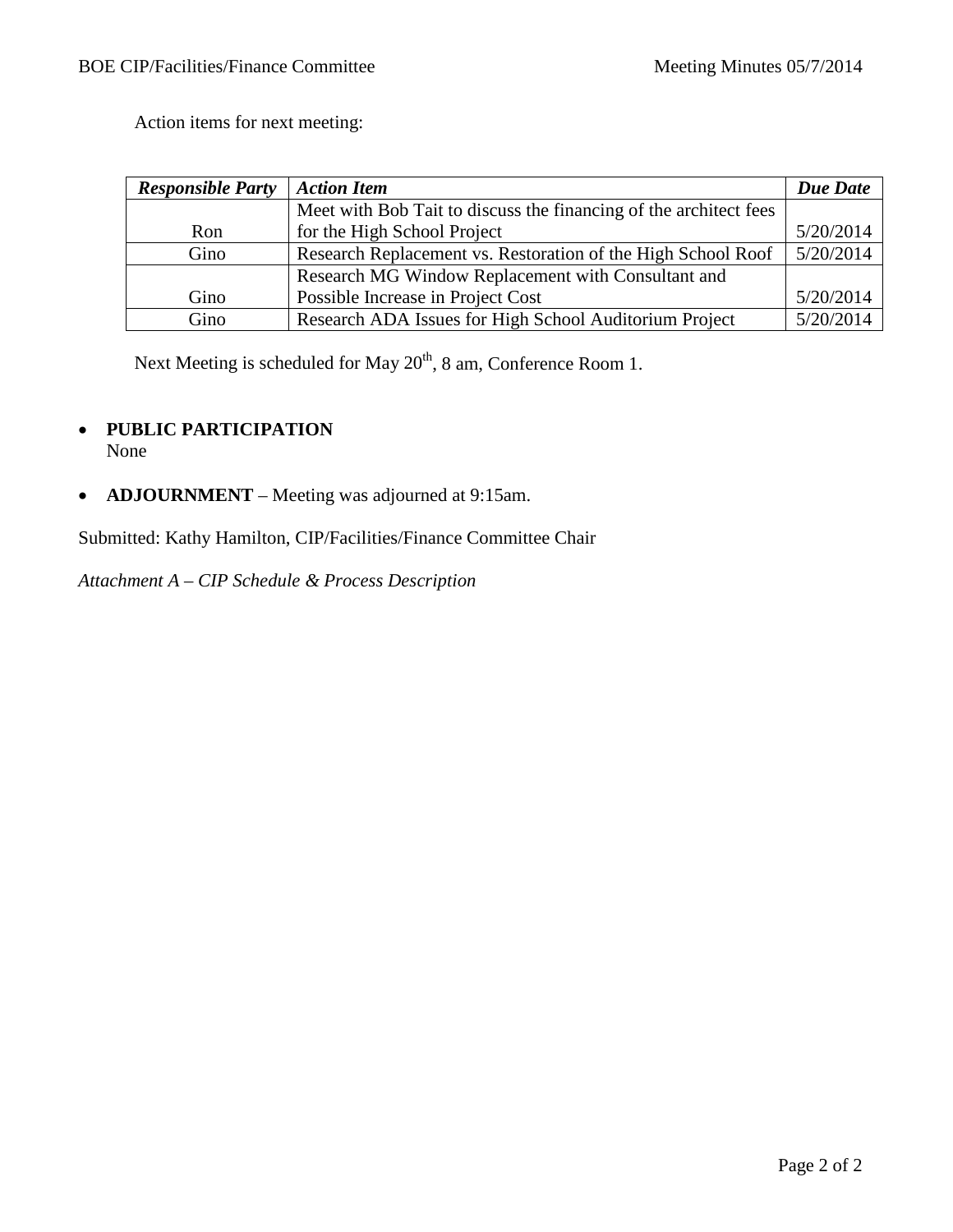Action items for next meeting:

| ***Responsible Party*** | ***Action Item*** | ***Due Date*** |
|---|---|---|
| Ron | Meet with Bob Tait to discuss the financing of the architect fees for the High School Project | 5/20/2014 |
| Gino | Research Replacement vs. Restoration of the High School Roof | 5/20/2014 |
| Gino | Research MG Window Replacement with Consultant and Possible Increase in Project Cost | 5/20/2014 |
| Gino | Research ADA Issues for High School Auditorium Project | 5/20/2014 |

Next Meeting is scheduled for May 20th, 8 am, Conference Room 1.

- **PUBLIC PARTICIPATION**
  None

- **ADJOURNMENT** – Meeting was adjourned at 9:15am.

Submitted: Kathy Hamilton, CIP/Facilities/Finance Committee Chair

*Attachment A – CIP Schedule & Process Description*